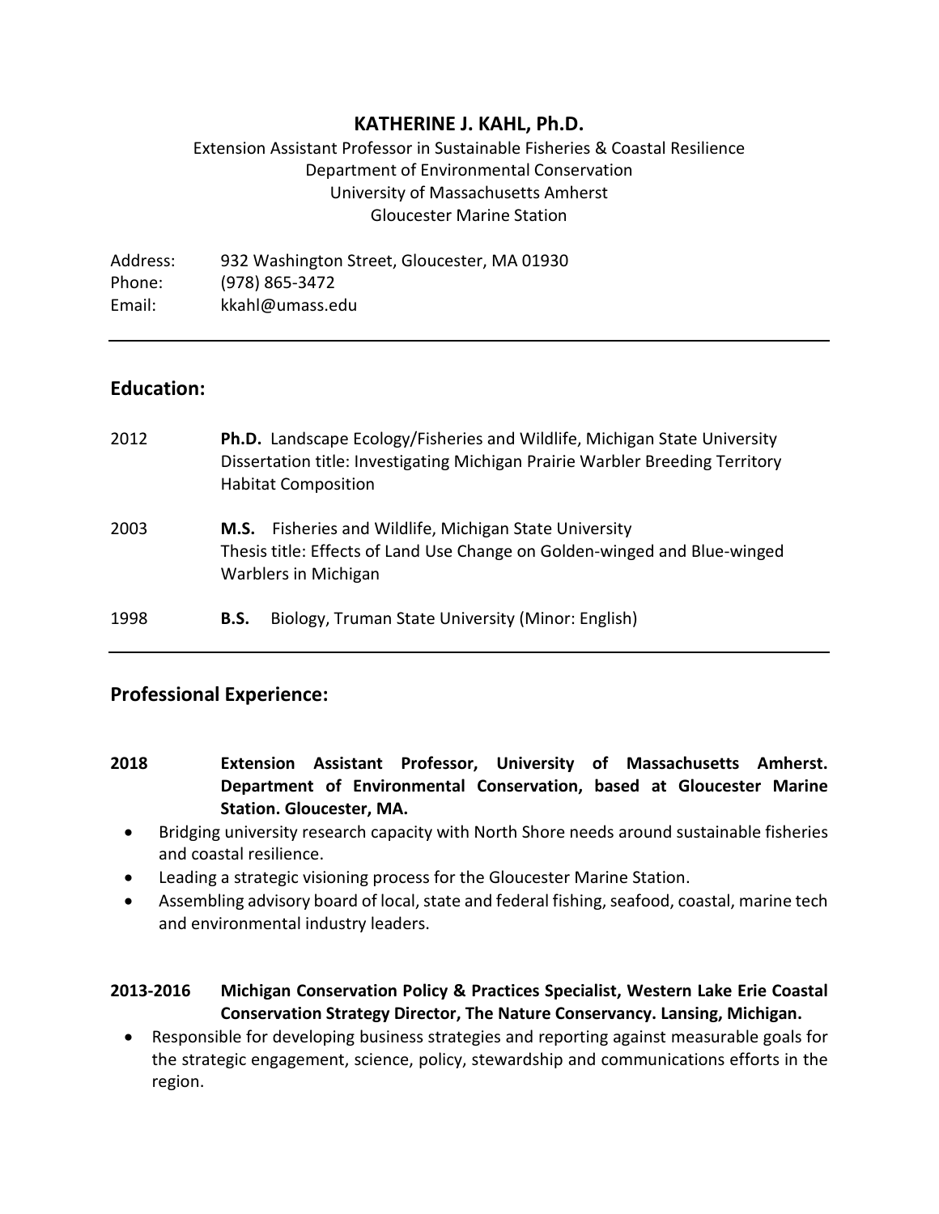# KATHERINE J. KAHL, Ph.D.

Extension Assistant Professor in Sustainable Fisheries & Coastal Resilience
Department of Environmental Conservation
University of Massachusetts Amherst
Gloucester Marine Station

Address: 932 Washington Street, Gloucester, MA 01930
Phone: (978) 865-3472
Email: kkahl@umass.edu

---

## Education:

2012 **Ph.D.** Landscape Ecology/Fisheries and Wildlife, Michigan State University
Dissertation title: Investigating Michigan Prairie Warbler Breeding Territory Habitat Composition

2003 **M.S.** Fisheries and Wildlife, Michigan State University
Thesis title: Effects of Land Use Change on Golden-winged and Blue-winged Warblers in Michigan

1998 **B.S.** Biology, Truman State University (Minor: English)

---

## Professional Experience:

**2018 Extension Assistant Professor, University of Massachusetts Amherst. Department of Environmental Conservation, based at Gloucester Marine Station. Gloucester, MA.**

- Bridging university research capacity with North Shore needs around sustainable fisheries and coastal resilience.
- Leading a strategic visioning process for the Gloucester Marine Station.
- Assembling advisory board of local, state and federal fishing, seafood, coastal, marine tech and environmental industry leaders.

**2013-2016 Michigan Conservation Policy & Practices Specialist, Western Lake Erie Coastal Conservation Strategy Director, The Nature Conservancy. Lansing, Michigan.**

- Responsible for developing business strategies and reporting against measurable goals for the strategic engagement, science, policy, stewardship and communications efforts in the region.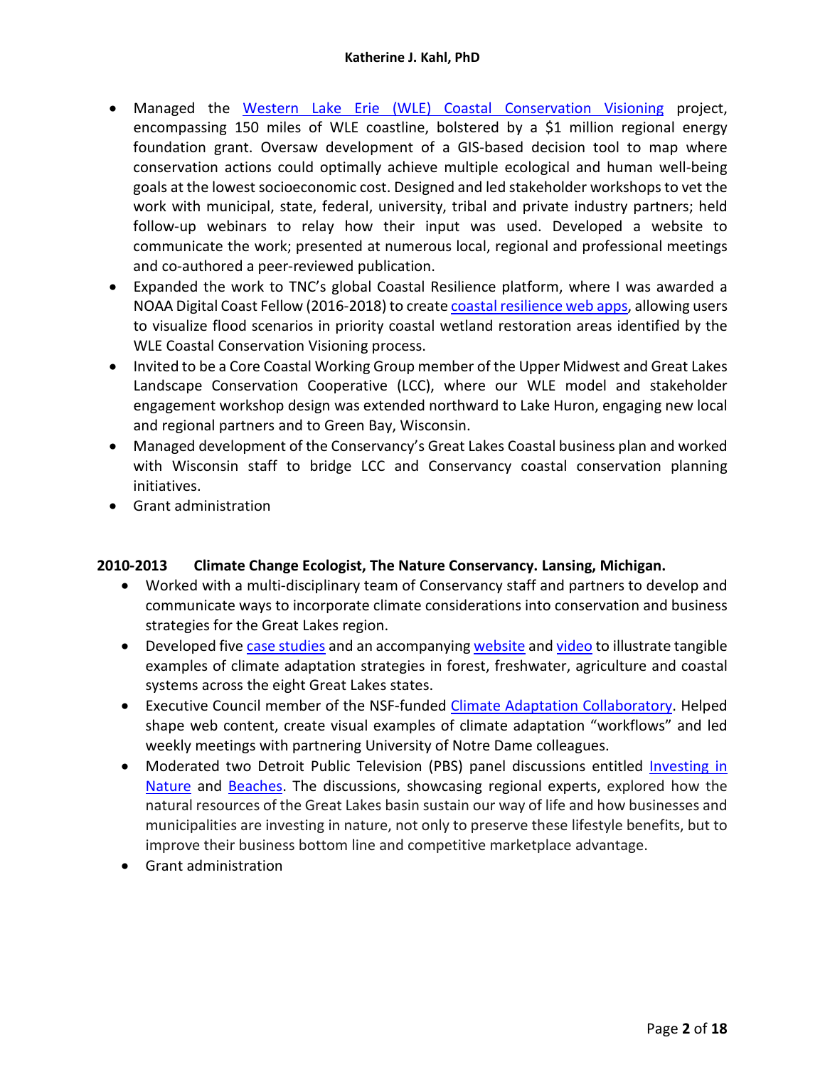- Managed the Western Lake Erie (WLE) Coastal Conservation Visioning project, encompassing 150 miles of WLE coastline, bolstered by a $1 million regional energy foundation grant. Oversaw development of a GIS-based decision tool to map where conservation actions could optimally achieve multiple ecological and human well-being goals at the lowest socioeconomic cost. Designed and led stakeholder workshops to vet the work with municipal, state, federal, university, tribal and private industry partners; held follow-up webinars to relay how their input was used. Developed a website to communicate the work; presented at numerous local, regional and professional meetings and co-authored a peer-reviewed publication.
- Expanded the work to TNC's global Coastal Resilience platform, where I was awarded a NOAA Digital Coast Fellow (2016-2018) to create coastal resilience web apps, allowing users to visualize flood scenarios in priority coastal wetland restoration areas identified by the WLE Coastal Conservation Visioning process.
- Invited to be a Core Coastal Working Group member of the Upper Midwest and Great Lakes Landscape Conservation Cooperative (LCC), where our WLE model and stakeholder engagement workshop design was extended northward to Lake Huron, engaging new local and regional partners and to Green Bay, Wisconsin.
- Managed development of the Conservancy's Great Lakes Coastal business plan and worked with Wisconsin staff to bridge LCC and Conservancy coastal conservation planning initiatives.
- Grant administration

**2010-2013 Climate Change Ecologist, The Nature Conservancy. Lansing, Michigan.**

- Worked with a multi-disciplinary team of Conservancy staff and partners to develop and communicate ways to incorporate climate considerations into conservation and business strategies for the Great Lakes region.
- Developed five case studies and an accompanying website and video to illustrate tangible examples of climate adaptation strategies in forest, freshwater, agriculture and coastal systems across the eight Great Lakes states.
- Executive Council member of the NSF-funded Climate Adaptation Collaboratory. Helped shape web content, create visual examples of climate adaptation "workflows" and led weekly meetings with partnering University of Notre Dame colleagues.
- Moderated two Detroit Public Television (PBS) panel discussions entitled Investing in Nature and Beaches. The discussions, showcasing regional experts, explored how the natural resources of the Great Lakes basin sustain our way of life and how businesses and municipalities are investing in nature, not only to preserve these lifestyle benefits, but to improve their business bottom line and competitive marketplace advantage.
- Grant administration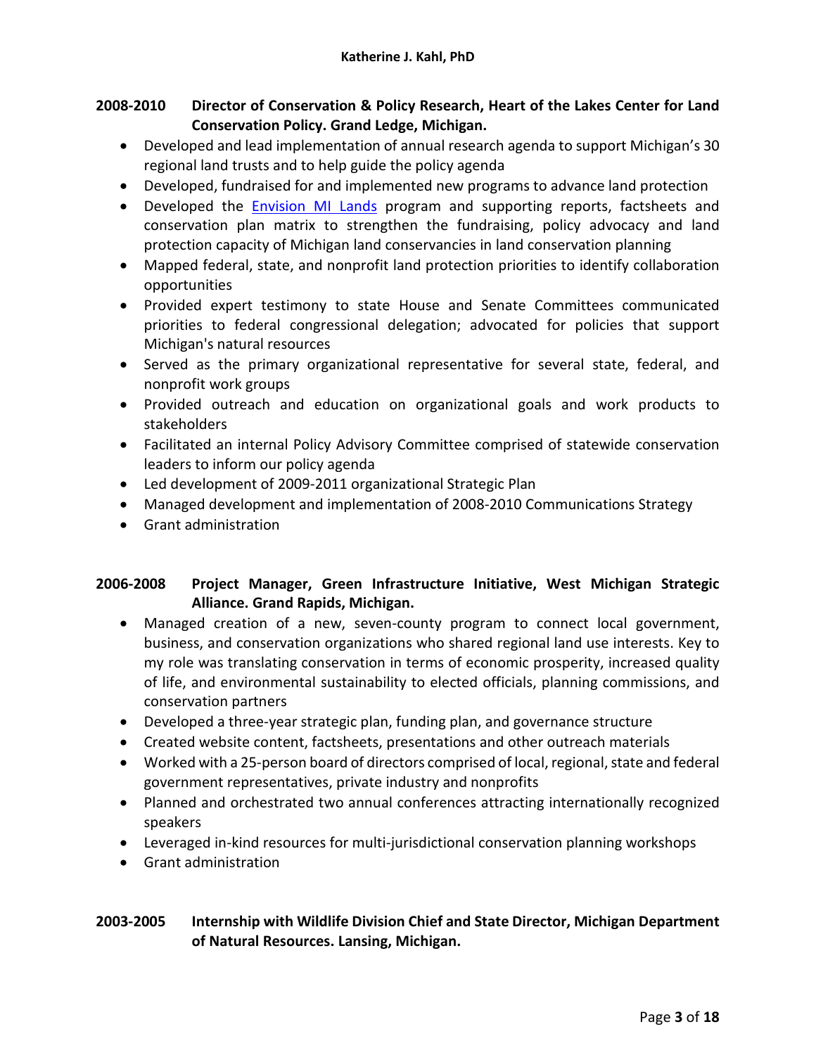**2008-2010 Director of Conservation & Policy Research, Heart of the Lakes Center for Land Conservation Policy. Grand Ledge, Michigan.**

- Developed and lead implementation of annual research agenda to support Michigan's 30 regional land trusts and to help guide the policy agenda
- Developed, fundraised for and implemented new programs to advance land protection
- Developed the Envision MI Lands program and supporting reports, factsheets and conservation plan matrix to strengthen the fundraising, policy advocacy and land protection capacity of Michigan land conservancies in land conservation planning
- Mapped federal, state, and nonprofit land protection priorities to identify collaboration opportunities
- Provided expert testimony to state House and Senate Committees communicated priorities to federal congressional delegation; advocated for policies that support Michigan's natural resources
- Served as the primary organizational representative for several state, federal, and nonprofit work groups
- Provided outreach and education on organizational goals and work products to stakeholders
- Facilitated an internal Policy Advisory Committee comprised of statewide conservation leaders to inform our policy agenda
- Led development of 2009-2011 organizational Strategic Plan
- Managed development and implementation of 2008-2010 Communications Strategy
- Grant administration

**2006-2008 Project Manager, Green Infrastructure Initiative, West Michigan Strategic Alliance. Grand Rapids, Michigan.**

- Managed creation of a new, seven-county program to connect local government, business, and conservation organizations who shared regional land use interests. Key to my role was translating conservation in terms of economic prosperity, increased quality of life, and environmental sustainability to elected officials, planning commissions, and conservation partners
- Developed a three-year strategic plan, funding plan, and governance structure
- Created website content, factsheets, presentations and other outreach materials
- Worked with a 25-person board of directors comprised of local, regional, state and federal government representatives, private industry and nonprofits
- Planned and orchestrated two annual conferences attracting internationally recognized speakers
- Leveraged in-kind resources for multi-jurisdictional conservation planning workshops
- Grant administration

**2003-2005 Internship with Wildlife Division Chief and State Director, Michigan Department of Natural Resources. Lansing, Michigan.**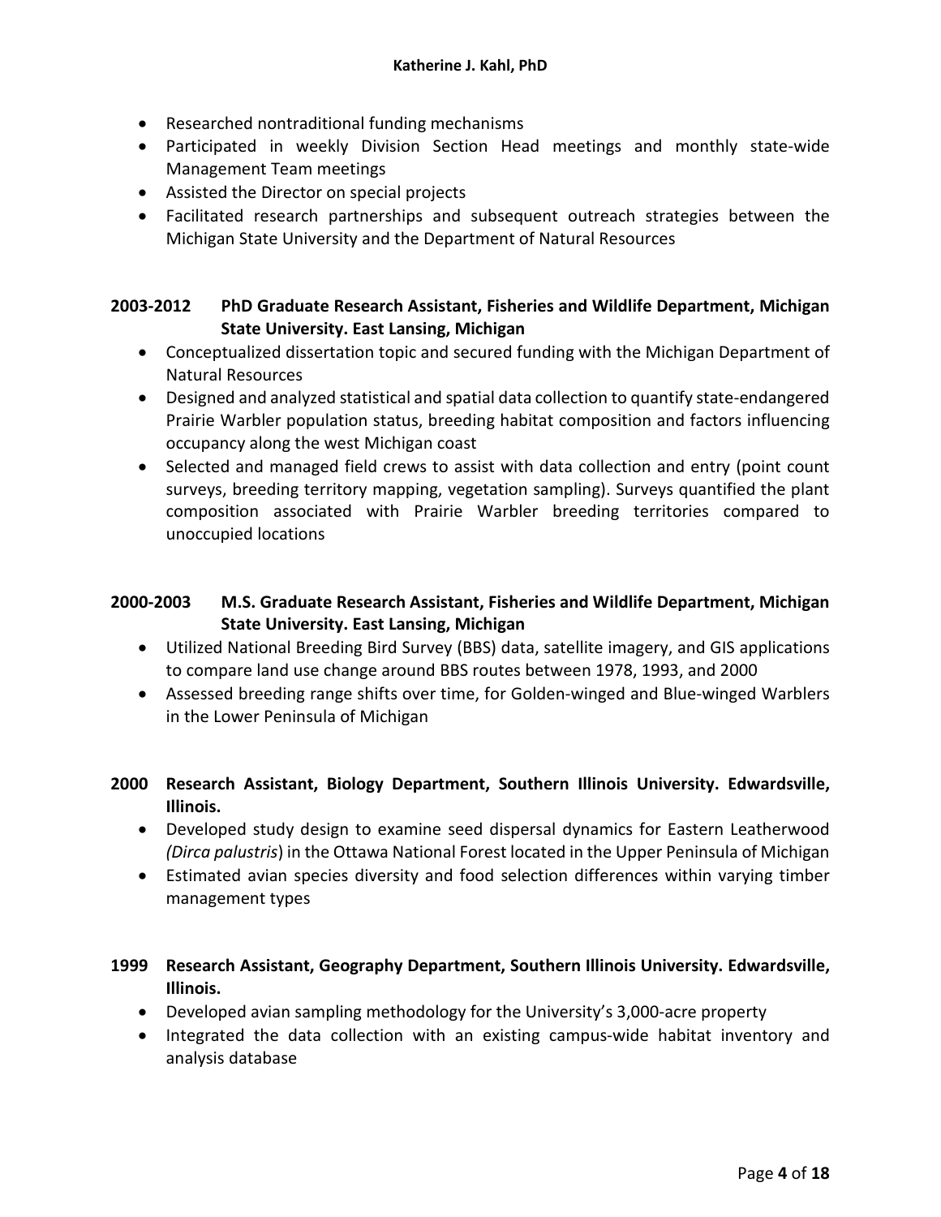- Researched nontraditional funding mechanisms
- Participated in weekly Division Section Head meetings and monthly state-wide Management Team meetings
- Assisted the Director on special projects
- Facilitated research partnerships and subsequent outreach strategies between the Michigan State University and the Department of Natural Resources

**2003-2012 PhD Graduate Research Assistant, Fisheries and Wildlife Department, Michigan State University. East Lansing, Michigan**

- Conceptualized dissertation topic and secured funding with the Michigan Department of Natural Resources
- Designed and analyzed statistical and spatial data collection to quantify state-endangered Prairie Warbler population status, breeding habitat composition and factors influencing occupancy along the west Michigan coast
- Selected and managed field crews to assist with data collection and entry (point count surveys, breeding territory mapping, vegetation sampling). Surveys quantified the plant composition associated with Prairie Warbler breeding territories compared to unoccupied locations

**2000-2003 M.S. Graduate Research Assistant, Fisheries and Wildlife Department, Michigan State University. East Lansing, Michigan**

- Utilized National Breeding Bird Survey (BBS) data, satellite imagery, and GIS applications to compare land use change around BBS routes between 1978, 1993, and 2000
- Assessed breeding range shifts over time, for Golden-winged and Blue-winged Warblers in the Lower Peninsula of Michigan

**2000 Research Assistant, Biology Department, Southern Illinois University. Edwardsville, Illinois.**

- Developed study design to examine seed dispersal dynamics for Eastern Leatherwood *(Dirca palustris*) in the Ottawa National Forest located in the Upper Peninsula of Michigan
- Estimated avian species diversity and food selection differences within varying timber management types

**1999 Research Assistant, Geography Department, Southern Illinois University. Edwardsville, Illinois.**

- Developed avian sampling methodology for the University's 3,000-acre property
- Integrated the data collection with an existing campus-wide habitat inventory and analysis database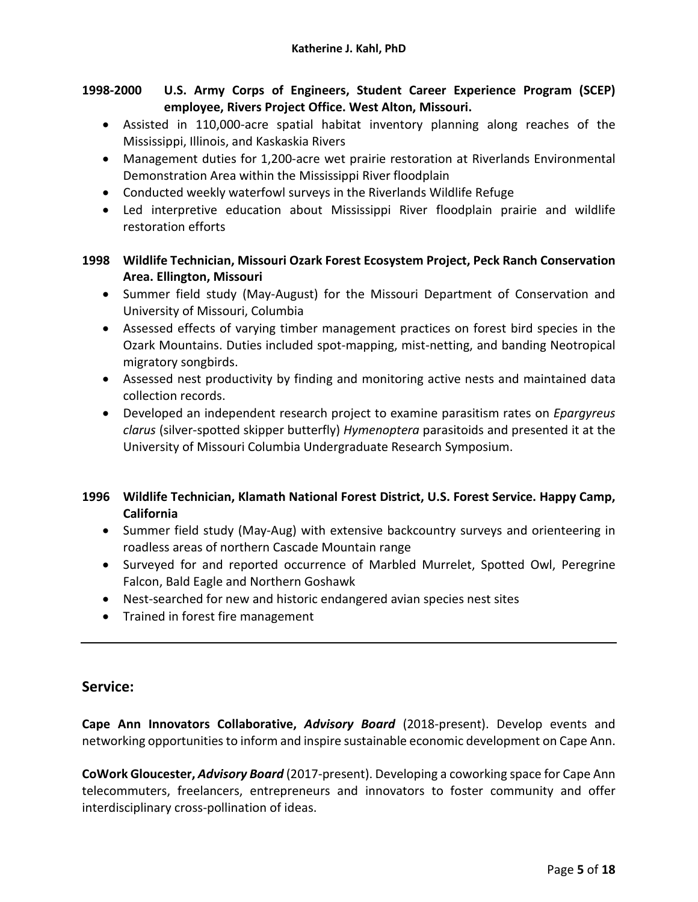**1998-2000 U.S. Army Corps of Engineers, Student Career Experience Program (SCEP) employee, Rivers Project Office. West Alton, Missouri.**

- Assisted in 110,000-acre spatial habitat inventory planning along reaches of the Mississippi, Illinois, and Kaskaskia Rivers
- Management duties for 1,200-acre wet prairie restoration at Riverlands Environmental Demonstration Area within the Mississippi River floodplain
- Conducted weekly waterfowl surveys in the Riverlands Wildlife Refuge
- Led interpretive education about Mississippi River floodplain prairie and wildlife restoration efforts

**1998 Wildlife Technician, Missouri Ozark Forest Ecosystem Project, Peck Ranch Conservation Area. Ellington, Missouri**

- Summer field study (May-August) for the Missouri Department of Conservation and University of Missouri, Columbia
- Assessed effects of varying timber management practices on forest bird species in the Ozark Mountains. Duties included spot-mapping, mist-netting, and banding Neotropical migratory songbirds.
- Assessed nest productivity by finding and monitoring active nests and maintained data collection records.
- Developed an independent research project to examine parasitism rates on *Epargyreus clarus* (silver-spotted skipper butterfly) *Hymenoptera* parasitoids and presented it at the University of Missouri Columbia Undergraduate Research Symposium.

**1996 Wildlife Technician, Klamath National Forest District, U.S. Forest Service. Happy Camp, California**

- Summer field study (May-Aug) with extensive backcountry surveys and orienteering in roadless areas of northern Cascade Mountain range
- Surveyed for and reported occurrence of Marbled Murrelet, Spotted Owl, Peregrine Falcon, Bald Eagle and Northern Goshawk
- Nest-searched for new and historic endangered avian species nest sites
- Trained in forest fire management

---

## Service:

**Cape Ann Innovators Collaborative, *Advisory Board*** (2018-present). Develop events and networking opportunities to inform and inspire sustainable economic development on Cape Ann.

**CoWork Gloucester, *Advisory Board*** (2017-present). Developing a coworking space for Cape Ann telecommuters, freelancers, entrepreneurs and innovators to foster community and offer interdisciplinary cross-pollination of ideas.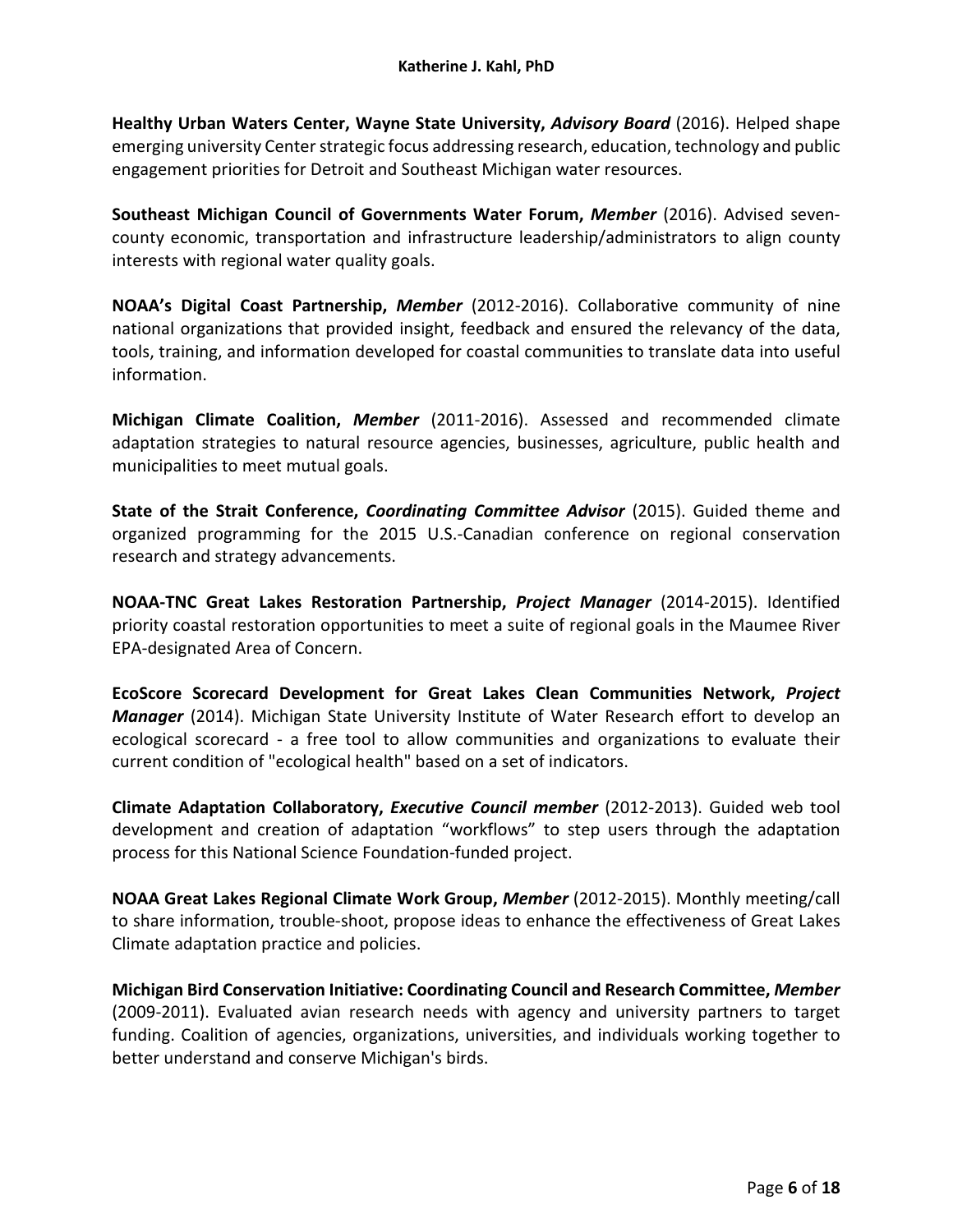**Healthy Urban Waters Center, Wayne State University,** ***Advisory Board*** (2016). Helped shape emerging university Center strategic focus addressing research, education, technology and public engagement priorities for Detroit and Southeast Michigan water resources.

**Southeast Michigan Council of Governments Water Forum,** ***Member*** (2016). Advised seven-county economic, transportation and infrastructure leadership/administrators to align county interests with regional water quality goals.

**NOAA's Digital Coast Partnership,** ***Member*** (2012-2016). Collaborative community of nine national organizations that provided insight, feedback and ensured the relevancy of the data, tools, training, and information developed for coastal communities to translate data into useful information.

**Michigan Climate Coalition,** ***Member*** (2011-2016). Assessed and recommended climate adaptation strategies to natural resource agencies, businesses, agriculture, public health and municipalities to meet mutual goals.

**State of the Strait Conference,** ***Coordinating Committee Advisor*** (2015). Guided theme and organized programming for the 2015 U.S.-Canadian conference on regional conservation research and strategy advancements.

**NOAA-TNC Great Lakes Restoration Partnership,** ***Project Manager*** (2014-2015). Identified priority coastal restoration opportunities to meet a suite of regional goals in the Maumee River EPA-designated Area of Concern.

**EcoScore Scorecard Development for Great Lakes Clean Communities Network,** ***Project Manager*** (2014). Michigan State University Institute of Water Research effort to develop an ecological scorecard - a free tool to allow communities and organizations to evaluate their current condition of "ecological health" based on a set of indicators.

**Climate Adaptation Collaboratory,** ***Executive Council member*** (2012-2013). Guided web tool development and creation of adaptation "workflows" to step users through the adaptation process for this National Science Foundation-funded project.

**NOAA Great Lakes Regional Climate Work Group,** ***Member*** (2012-2015). Monthly meeting/call to share information, trouble-shoot, propose ideas to enhance the effectiveness of Great Lakes Climate adaptation practice and policies.

**Michigan Bird Conservation Initiative: Coordinating Council and Research Committee,** ***Member*** (2009-2011). Evaluated avian research needs with agency and university partners to target funding. Coalition of agencies, organizations, universities, and individuals working together to better understand and conserve Michigan's birds.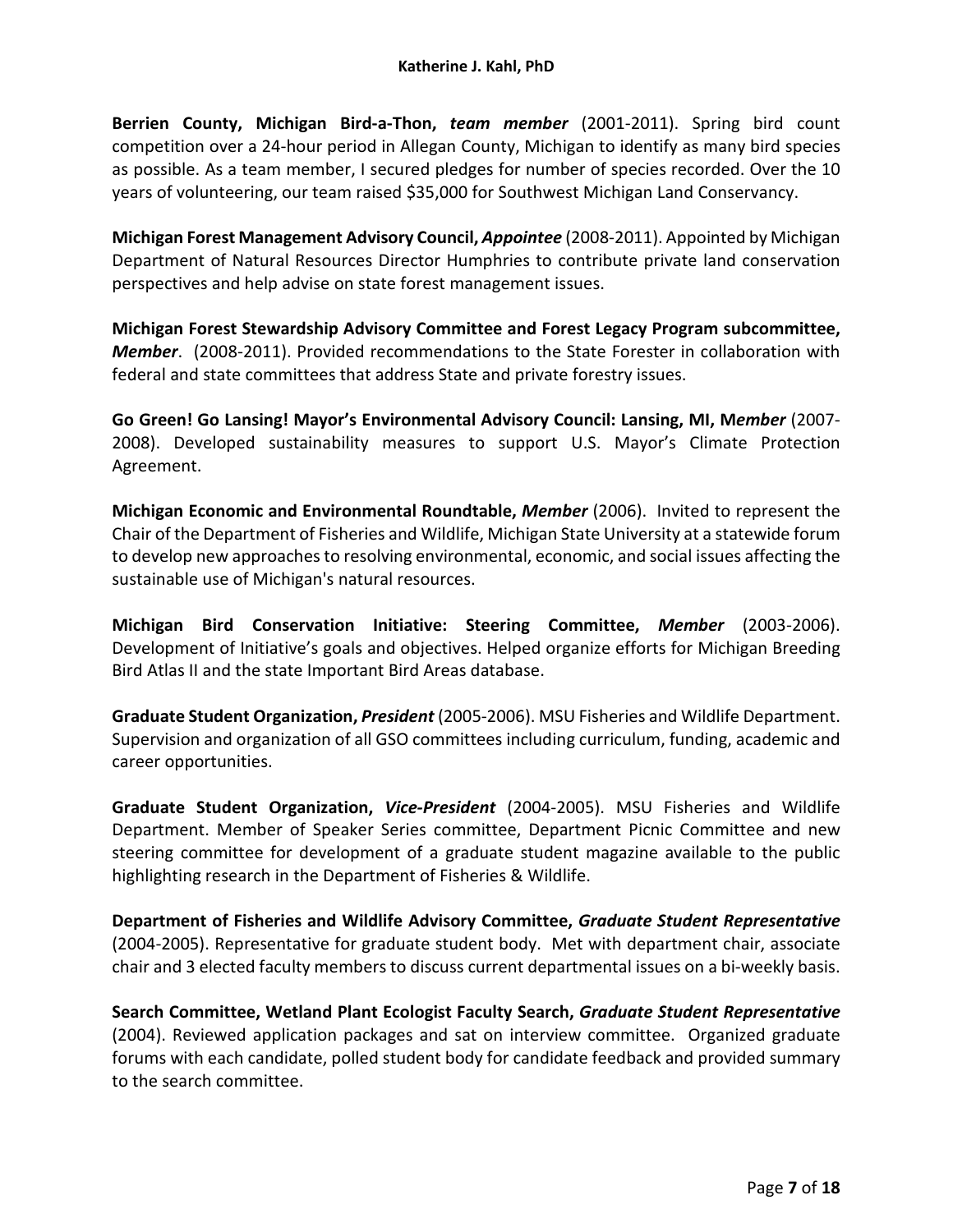**Berrien County, Michigan Bird-a-Thon,** ***team member*** (2001-2011). Spring bird count competition over a 24-hour period in Allegan County, Michigan to identify as many bird species as possible. As a team member, I secured pledges for number of species recorded. Over the 10 years of volunteering, our team raised $35,000 for Southwest Michigan Land Conservancy.

**Michigan Forest Management Advisory Council,** ***Appointee*** (2008-2011). Appointed by Michigan Department of Natural Resources Director Humphries to contribute private land conservation perspectives and help advise on state forest management issues.

**Michigan Forest Stewardship Advisory Committee and Forest Legacy Program subcommittee,** ***Member***. (2008-2011). Provided recommendations to the State Forester in collaboration with federal and state committees that address State and private forestry issues.

**Go Green! Go Lansing! Mayor's Environmental Advisory Council: Lansing, MI, M*ember*** (2007-2008). Developed sustainability measures to support U.S. Mayor's Climate Protection Agreement.

**Michigan Economic and Environmental Roundtable,** ***Member*** (2006). Invited to represent the Chair of the Department of Fisheries and Wildlife, Michigan State University at a statewide forum to develop new approaches to resolving environmental, economic, and social issues affecting the sustainable use of Michigan's natural resources.

**Michigan Bird Conservation Initiative: Steering Committee,** ***Member*** (2003-2006). Development of Initiative's goals and objectives. Helped organize efforts for Michigan Breeding Bird Atlas II and the state Important Bird Areas database.

**Graduate Student Organization,** ***President*** (2005-2006). MSU Fisheries and Wildlife Department. Supervision and organization of all GSO committees including curriculum, funding, academic and career opportunities.

**Graduate Student Organization,** ***Vice-President*** (2004-2005). MSU Fisheries and Wildlife Department. Member of Speaker Series committee, Department Picnic Committee and new steering committee for development of a graduate student magazine available to the public highlighting research in the Department of Fisheries & Wildlife.

**Department of Fisheries and Wildlife Advisory Committee,** ***Graduate Student Representative*** (2004-2005). Representative for graduate student body. Met with department chair, associate chair and 3 elected faculty members to discuss current departmental issues on a bi-weekly basis.

**Search Committee, Wetland Plant Ecologist Faculty Search,** ***Graduate Student Representative*** (2004). Reviewed application packages and sat on interview committee. Organized graduate forums with each candidate, polled student body for candidate feedback and provided summary to the search committee.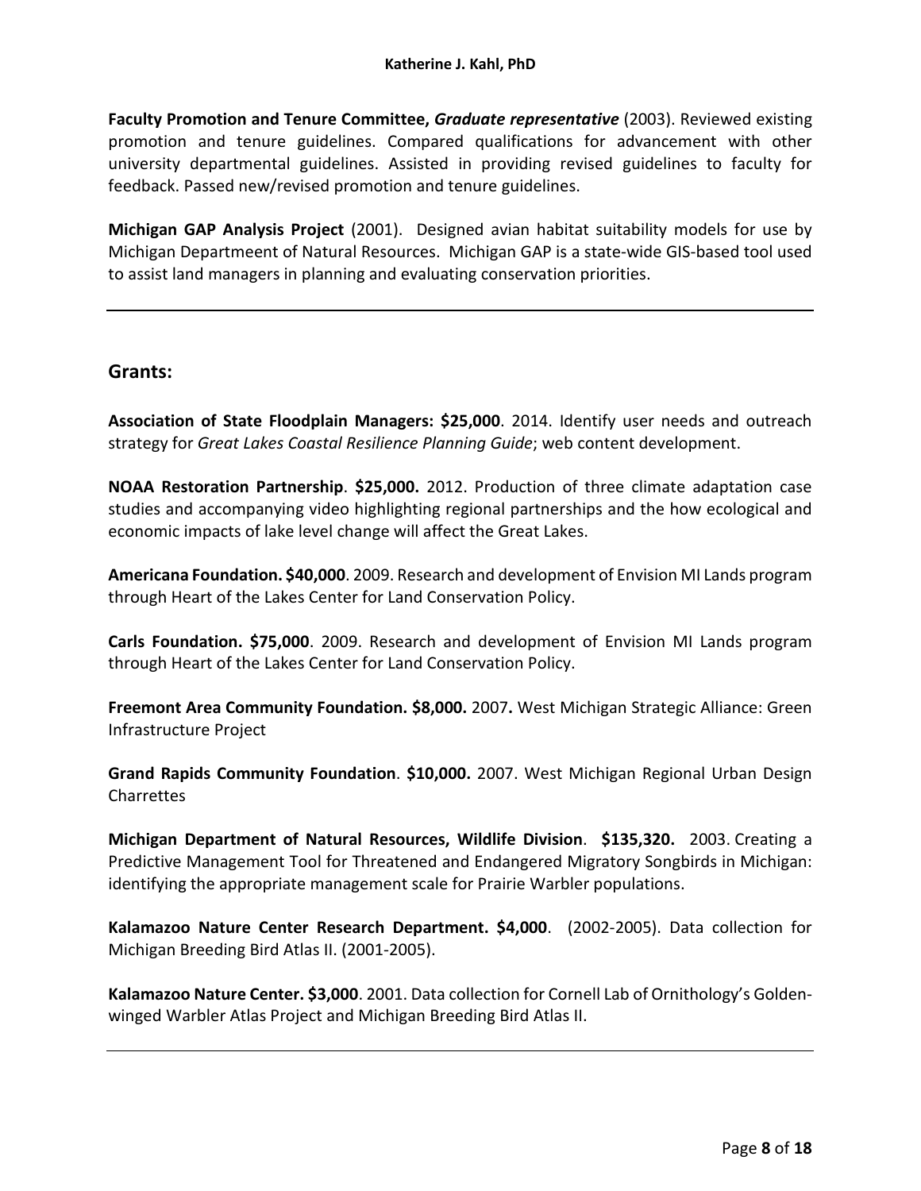**Faculty Promotion and Tenure Committee,** ***Graduate representative*** (2003). Reviewed existing promotion and tenure guidelines. Compared qualifications for advancement with other university departmental guidelines. Assisted in providing revised guidelines to faculty for feedback. Passed new/revised promotion and tenure guidelines.

**Michigan GAP Analysis Project** (2001). Designed avian habitat suitability models for use by Michigan Departmeent of Natural Resources. Michigan GAP is a state-wide GIS-based tool used to assist land managers in planning and evaluating conservation priorities.

---

## Grants:

**Association of State Floodplain Managers: $25,000**. 2014. Identify user needs and outreach strategy for *Great Lakes Coastal Resilience Planning Guide*; web content development.

**NOAA Restoration Partnership**. **$25,000.** 2012. Production of three climate adaptation case studies and accompanying video highlighting regional partnerships and the how ecological and economic impacts of lake level change will affect the Great Lakes.

**Americana Foundation. $40,000**. 2009. Research and development of Envision MI Lands program through Heart of the Lakes Center for Land Conservation Policy.

**Carls Foundation. $75,000**. 2009. Research and development of Envision MI Lands program through Heart of the Lakes Center for Land Conservation Policy.

**Freemont Area Community Foundation. $8,000.** 2007**.** West Michigan Strategic Alliance: Green Infrastructure Project

**Grand Rapids Community Foundation**. **$10,000.** 2007. West Michigan Regional Urban Design Charrettes

**Michigan Department of Natural Resources, Wildlife Division**. **$135,320.** 2003. Creating a Predictive Management Tool for Threatened and Endangered Migratory Songbirds in Michigan: identifying the appropriate management scale for Prairie Warbler populations.

**Kalamazoo Nature Center Research Department. $4,000**. (2002-2005). Data collection for Michigan Breeding Bird Atlas II. (2001-2005).

**Kalamazoo Nature Center. $3,000**. 2001. Data collection for Cornell Lab of Ornithology's Golden-winged Warbler Atlas Project and Michigan Breeding Bird Atlas II.

---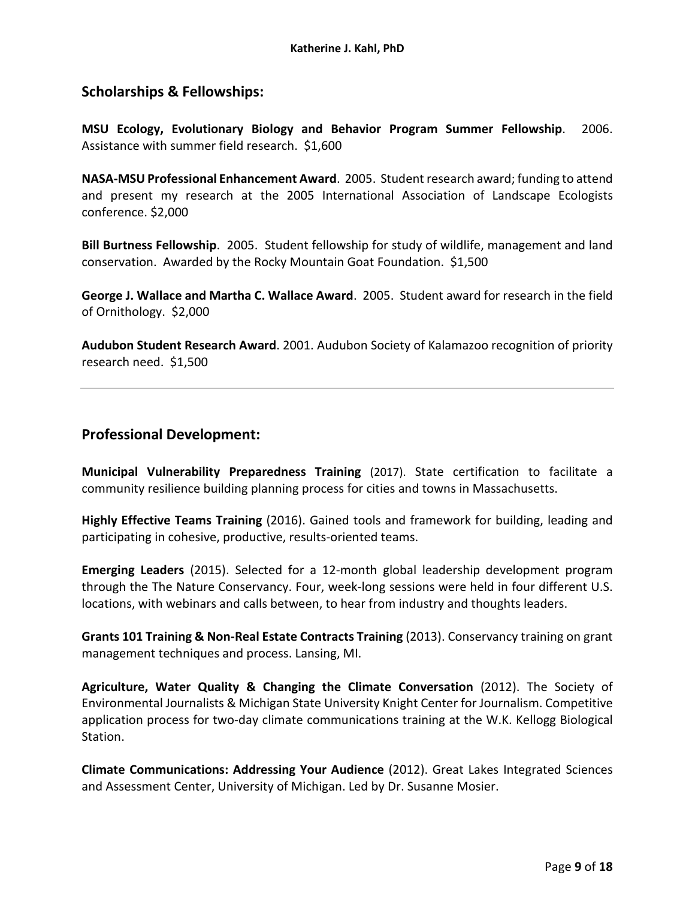## Scholarships & Fellowships:

**MSU Ecology, Evolutionary Biology and Behavior Program Summer Fellowship**. 2006. Assistance with summer field research. $1,600

**NASA-MSU Professional Enhancement Award**. 2005. Student research award; funding to attend and present my research at the 2005 International Association of Landscape Ecologists conference. $2,000

**Bill Burtness Fellowship**. 2005. Student fellowship for study of wildlife, management and land conservation. Awarded by the Rocky Mountain Goat Foundation. $1,500

**George J. Wallace and Martha C. Wallace Award**. 2005. Student award for research in the field of Ornithology. $2,000

**Audubon Student Research Award**. 2001. Audubon Society of Kalamazoo recognition of priority research need. $1,500

---

## Professional Development:

**Municipal Vulnerability Preparedness Training** (2017). State certification to facilitate a community resilience building planning process for cities and towns in Massachusetts.

**Highly Effective Teams Training** (2016). Gained tools and framework for building, leading and participating in cohesive, productive, results-oriented teams.

**Emerging Leaders** (2015). Selected for a 12-month global leadership development program through the The Nature Conservancy. Four, week-long sessions were held in four different U.S. locations, with webinars and calls between, to hear from industry and thoughts leaders.

**Grants 101 Training & Non-Real Estate Contracts Training** (2013). Conservancy training on grant management techniques and process. Lansing, MI.

**Agriculture, Water Quality & Changing the Climate Conversation** (2012). The Society of Environmental Journalists & Michigan State University Knight Center for Journalism. Competitive application process for two-day climate communications training at the W.K. Kellogg Biological Station.

**Climate Communications: Addressing Your Audience** (2012). Great Lakes Integrated Sciences and Assessment Center, University of Michigan. Led by Dr. Susanne Mosier.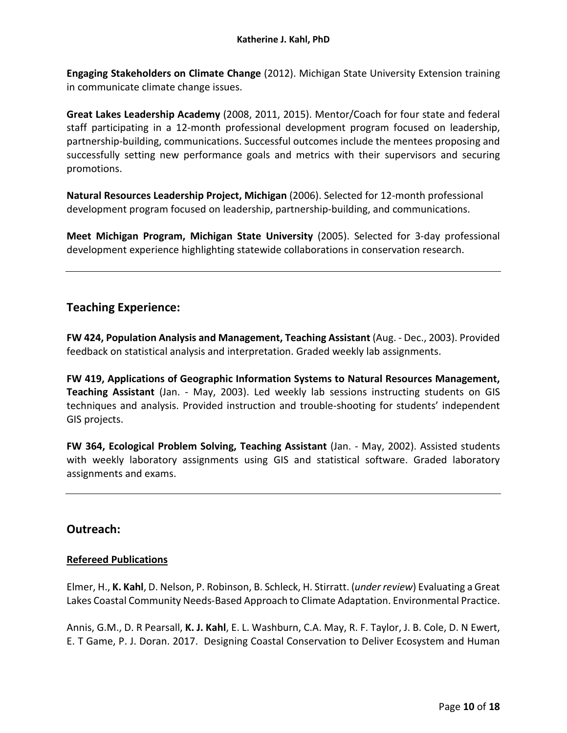**Engaging Stakeholders on Climate Change** (2012). Michigan State University Extension training in communicate climate change issues.

**Great Lakes Leadership Academy** (2008, 2011, 2015). Mentor/Coach for four state and federal staff participating in a 12-month professional development program focused on leadership, partnership-building, communications. Successful outcomes include the mentees proposing and successfully setting new performance goals and metrics with their supervisors and securing promotions.

**Natural Resources Leadership Project, Michigan** (2006). Selected for 12-month professional development program focused on leadership, partnership-building, and communications.

**Meet Michigan Program, Michigan State University** (2005). Selected for 3-day professional development experience highlighting statewide collaborations in conservation research.

---

## Teaching Experience:

**FW 424, Population Analysis and Management, Teaching Assistant** (Aug. - Dec., 2003). Provided feedback on statistical analysis and interpretation. Graded weekly lab assignments.

**FW 419, Applications of Geographic Information Systems to Natural Resources Management, Teaching Assistant** (Jan. - May, 2003). Led weekly lab sessions instructing students on GIS techniques and analysis. Provided instruction and trouble-shooting for students' independent GIS projects.

**FW 364, Ecological Problem Solving, Teaching Assistant** (Jan. - May, 2002). Assisted students with weekly laboratory assignments using GIS and statistical software. Graded laboratory assignments and exams.

---

## Outreach:

**Refereed Publications**

Elmer, H., **K. Kahl**, D. Nelson, P. Robinson, B. Schleck, H. Stirratt. (*under review*) Evaluating a Great Lakes Coastal Community Needs-Based Approach to Climate Adaptation. Environmental Practice.

Annis, G.M., D. R Pearsall, **K. J. Kahl**, E. L. Washburn, C.A. May, R. F. Taylor, J. B. Cole, D. N Ewert, E. T Game, P. J. Doran. 2017. Designing Coastal Conservation to Deliver Ecosystem and Human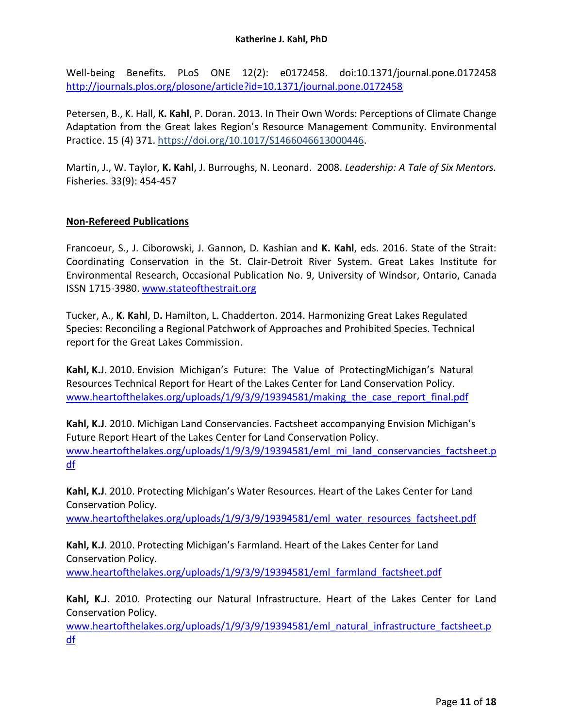Well-being Benefits. PLoS ONE 12(2): e0172458. doi:10.1371/journal.pone.0172458 http://journals.plos.org/plosone/article?id=10.1371/journal.pone.0172458

Petersen, B., K. Hall, **K. Kahl**, P. Doran. 2013. In Their Own Words: Perceptions of Climate Change Adaptation from the Great lakes Region's Resource Management Community. Environmental Practice. 15 (4) 371. https://doi.org/10.1017/S1466046613000446.

Martin, J., W. Taylor, **K. Kahl**, J. Burroughs, N. Leonard. 2008. *Leadership: A Tale of Six Mentors.* Fisheries. 33(9): 454-457

## **Non-Refereed Publications**

Francoeur, S., J. Ciborowski, J. Gannon, D. Kashian and **K. Kahl**, eds. 2016. State of the Strait: Coordinating Conservation in the St. Clair-Detroit River System. Great Lakes Institute for Environmental Research, Occasional Publication No. 9, University of Windsor, Ontario, Canada ISSN 1715-3980. www.stateofthestrait.org

Tucker, A., **K. Kahl**, D**.** Hamilton, L. Chadderton. 2014. Harmonizing Great Lakes Regulated Species: Reconciling a Regional Patchwork of Approaches and Prohibited Species. Technical report for the Great Lakes Commission.

**Kahl, K.**J. 2010. Envision Michigan's Future: The Value of ProtectingMichigan's Natural Resources Technical Report for Heart of the Lakes Center for Land Conservation Policy. www.heartofthelakes.org/uploads/1/9/3/9/19394581/making_the_case_report_final.pdf

**Kahl, K.J**. 2010. Michigan Land Conservancies. Factsheet accompanying Envision Michigan's Future Report Heart of the Lakes Center for Land Conservation Policy. www.heartofthelakes.org/uploads/1/9/3/9/19394581/eml_mi_land_conservancies_factsheet.pdf

**Kahl, K.J**. 2010. Protecting Michigan's Water Resources. Heart of the Lakes Center for Land Conservation Policy. www.heartofthelakes.org/uploads/1/9/3/9/19394581/eml_water_resources_factsheet.pdf

**Kahl, K.J**. 2010. Protecting Michigan's Farmland. Heart of the Lakes Center for Land Conservation Policy. www.heartofthelakes.org/uploads/1/9/3/9/19394581/eml_farmland_factsheet.pdf

**Kahl, K.J**. 2010. Protecting our Natural Infrastructure. Heart of the Lakes Center for Land Conservation Policy. www.heartofthelakes.org/uploads/1/9/3/9/19394581/eml_natural_infrastructure_factsheet.pdf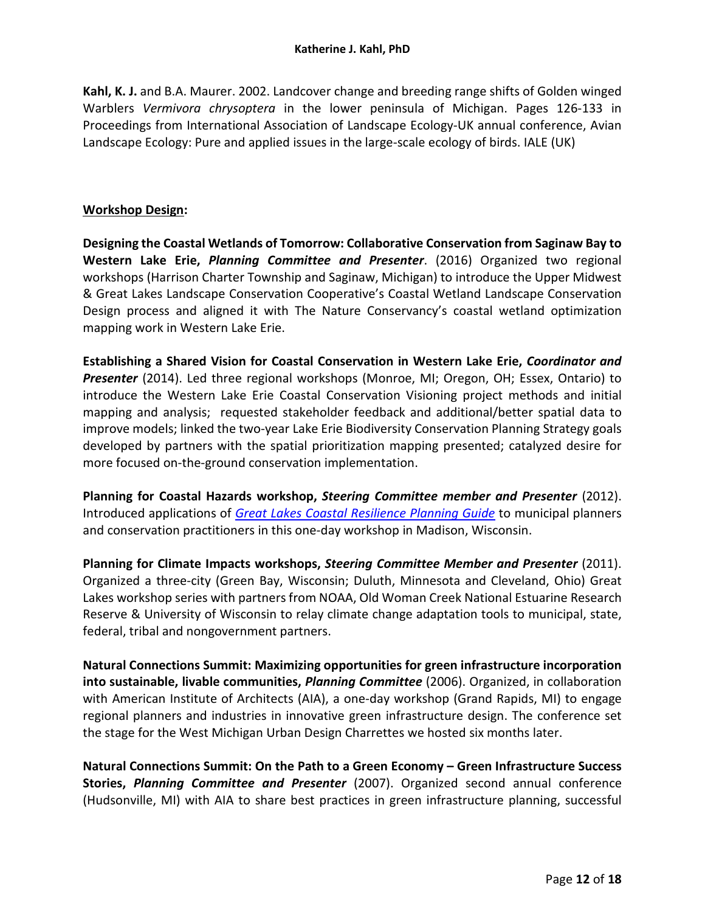**Kahl, K. J.** and B.A. Maurer. 2002. Landcover change and breeding range shifts of Golden winged Warblers *Vermivora chrysoptera* in the lower peninsula of Michigan. Pages 126-133 in Proceedings from International Association of Landscape Ecology-UK annual conference, Avian Landscape Ecology: Pure and applied issues in the large-scale ecology of birds. IALE (UK)

**Workshop Design:**

**Designing the Coastal Wetlands of Tomorrow: Collaborative Conservation from Saginaw Bay to Western Lake Erie, *Planning Committee and Presenter*.** (2016) Organized two regional workshops (Harrison Charter Township and Saginaw, Michigan) to introduce the Upper Midwest & Great Lakes Landscape Conservation Cooperative's Coastal Wetland Landscape Conservation Design process and aligned it with The Nature Conservancy's coastal wetland optimization mapping work in Western Lake Erie.

**Establishing a Shared Vision for Coastal Conservation in Western Lake Erie, *Coordinator and Presenter*** (2014). Led three regional workshops (Monroe, MI; Oregon, OH; Essex, Ontario) to introduce the Western Lake Erie Coastal Conservation Visioning project methods and initial mapping and analysis; requested stakeholder feedback and additional/better spatial data to improve models; linked the two-year Lake Erie Biodiversity Conservation Planning Strategy goals developed by partners with the spatial prioritization mapping presented; catalyzed desire for more focused on-the-ground conservation implementation.

**Planning for Coastal Hazards workshop, *Steering Committee member and Presenter*** (2012). Introduced applications of *Great Lakes Coastal Resilience Planning Guide* to municipal planners and conservation practitioners in this one-day workshop in Madison, Wisconsin.

**Planning for Climate Impacts workshops, *Steering Committee Member and Presenter*** (2011). Organized a three-city (Green Bay, Wisconsin; Duluth, Minnesota and Cleveland, Ohio) Great Lakes workshop series with partners from NOAA, Old Woman Creek National Estuarine Research Reserve & University of Wisconsin to relay climate change adaptation tools to municipal, state, federal, tribal and nongovernment partners.

**Natural Connections Summit: Maximizing opportunities for green infrastructure incorporation into sustainable, livable communities, *Planning Committee*** (2006). Organized, in collaboration with American Institute of Architects (AIA), a one-day workshop (Grand Rapids, MI) to engage regional planners and industries in innovative green infrastructure design. The conference set the stage for the West Michigan Urban Design Charrettes we hosted six months later.

**Natural Connections Summit: On the Path to a Green Economy – Green Infrastructure Success Stories, *Planning Committee and Presenter*** (2007). Organized second annual conference (Hudsonville, MI) with AIA to share best practices in green infrastructure planning, successful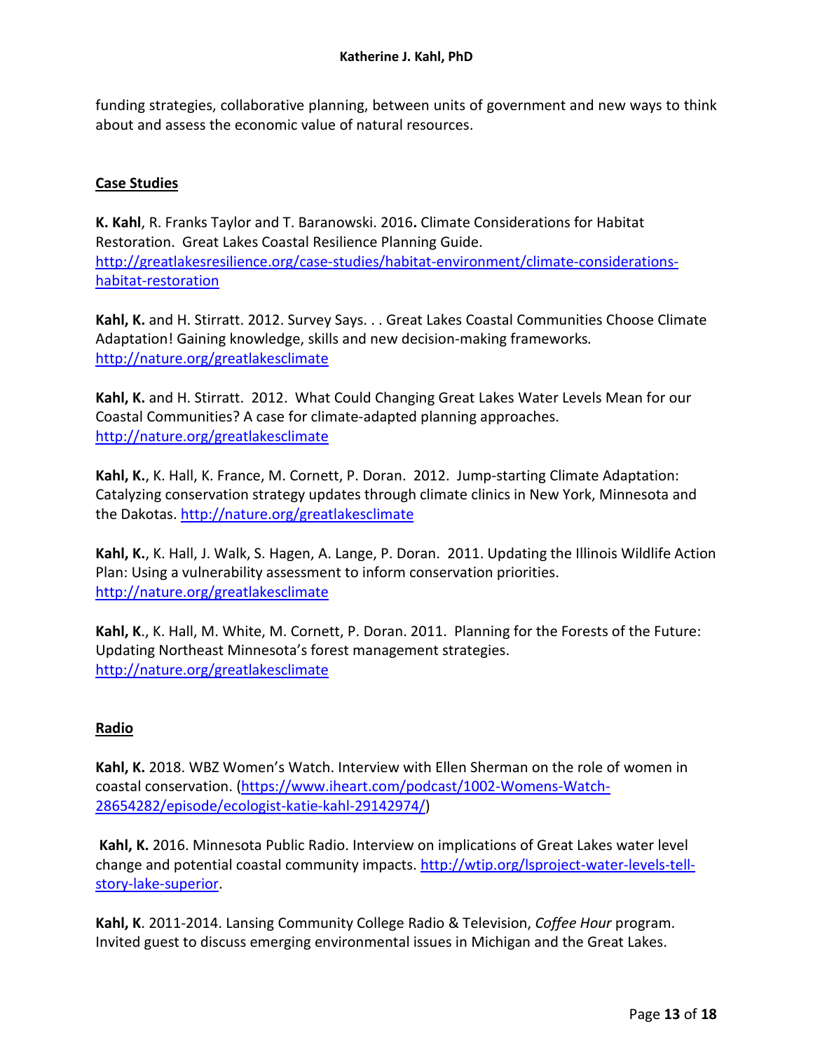funding strategies, collaborative planning, between units of government and new ways to think about and assess the economic value of natural resources.

## Case Studies

**K. Kahl**, R. Franks Taylor and T. Baranowski. 2016**.** Climate Considerations for Habitat Restoration. Great Lakes Coastal Resilience Planning Guide. http://greatlakesresilience.org/case-studies/habitat-environment/climate-considerations-habitat-restoration

**Kahl, K.** and H. Stirratt. 2012. Survey Says. . . Great Lakes Coastal Communities Choose Climate Adaptation! Gaining knowledge, skills and new decision-making frameworks*.* http://nature.org/greatlakesclimate

**Kahl, K.** and H. Stirratt. 2012. What Could Changing Great Lakes Water Levels Mean for our Coastal Communities? A case for climate-adapted planning approaches. http://nature.org/greatlakesclimate

**Kahl, K.**, K. Hall, K. France, M. Cornett, P. Doran. 2012. Jump-starting Climate Adaptation: Catalyzing conservation strategy updates through climate clinics in New York, Minnesota and the Dakotas. http://nature.org/greatlakesclimate

**Kahl, K.**, K. Hall, J. Walk, S. Hagen, A. Lange, P. Doran. 2011. Updating the Illinois Wildlife Action Plan: Using a vulnerability assessment to inform conservation priorities. http://nature.org/greatlakesclimate

**Kahl, K**., K. Hall, M. White, M. Cornett, P. Doran. 2011. Planning for the Forests of the Future: Updating Northeast Minnesota's forest management strategies. http://nature.org/greatlakesclimate

## Radio

**Kahl, K.** 2018. WBZ Women's Watch. Interview with Ellen Sherman on the role of women in coastal conservation. (https://www.iheart.com/podcast/1002-Womens-Watch-28654282/episode/ecologist-katie-kahl-29142974/)

**Kahl, K.** 2016. Minnesota Public Radio. Interview on implications of Great Lakes water level change and potential coastal community impacts. http://wtip.org/lsproject-water-levels-tell-story-lake-superior.

**Kahl, K**. 2011-2014. Lansing Community College Radio & Television, *Coffee Hour* program. Invited guest to discuss emerging environmental issues in Michigan and the Great Lakes.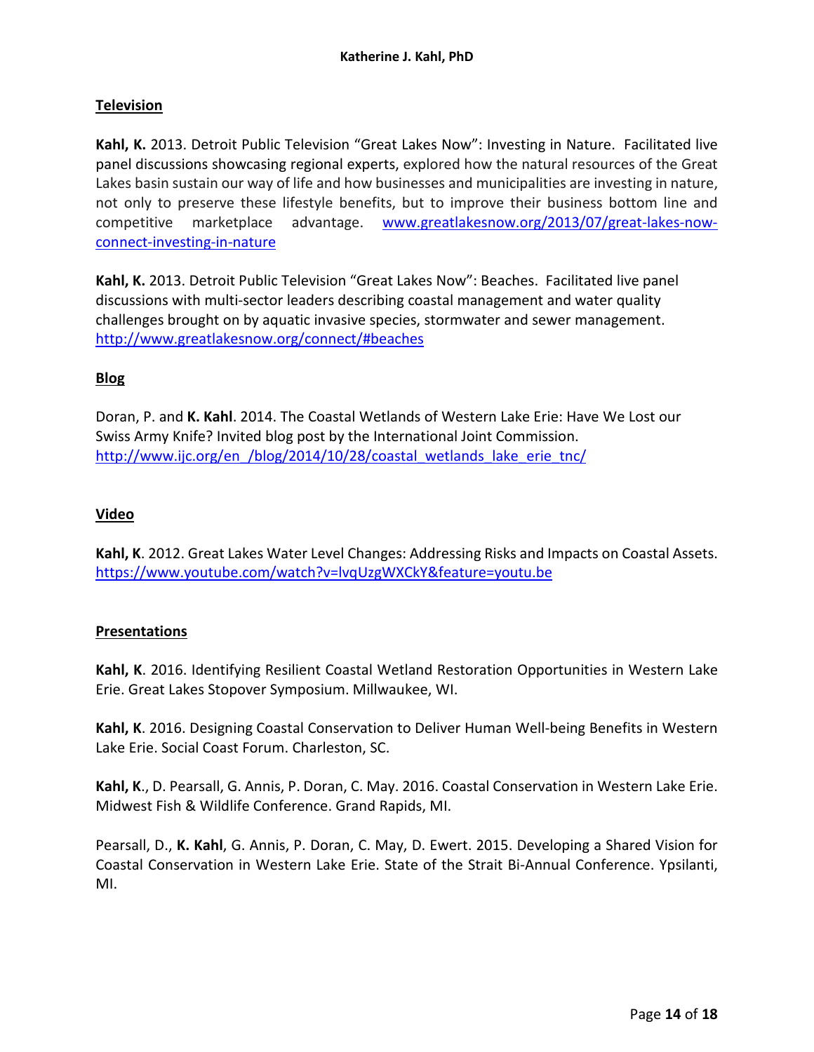## Television

**Kahl, K.** 2013. Detroit Public Television "Great Lakes Now": Investing in Nature. Facilitated live panel discussions showcasing regional experts, explored how the natural resources of the Great Lakes basin sustain our way of life and how businesses and municipalities are investing in nature, not only to preserve these lifestyle benefits, but to improve their business bottom line and competitive marketplace advantage. www.greatlakesnow.org/2013/07/great-lakes-now-connect-investing-in-nature

**Kahl, K.** 2013. Detroit Public Television "Great Lakes Now": Beaches. Facilitated live panel discussions with multi-sector leaders describing coastal management and water quality challenges brought on by aquatic invasive species, stormwater and sewer management. http://www.greatlakesnow.org/connect/#beaches

## Blog

Doran, P. and **K. Kahl**. 2014. The Coastal Wetlands of Western Lake Erie: Have We Lost our Swiss Army Knife? Invited blog post by the International Joint Commission. http://www.ijc.org/en_/blog/2014/10/28/coastal_wetlands_lake_erie_tnc/

## Video

**Kahl, K**. 2012. Great Lakes Water Level Changes: Addressing Risks and Impacts on Coastal Assets. https://www.youtube.com/watch?v=lvqUzgWXCkY&feature=youtu.be

## Presentations

**Kahl, K**. 2016. Identifying Resilient Coastal Wetland Restoration Opportunities in Western Lake Erie. Great Lakes Stopover Symposium. Millwaukee, WI.

**Kahl, K**. 2016. Designing Coastal Conservation to Deliver Human Well-being Benefits in Western Lake Erie. Social Coast Forum. Charleston, SC.

**Kahl, K**., D. Pearsall, G. Annis, P. Doran, C. May. 2016. Coastal Conservation in Western Lake Erie. Midwest Fish & Wildlife Conference. Grand Rapids, MI.

Pearsall, D., **K. Kahl**, G. Annis, P. Doran, C. May, D. Ewert. 2015. Developing a Shared Vision for Coastal Conservation in Western Lake Erie. State of the Strait Bi-Annual Conference. Ypsilanti, MI.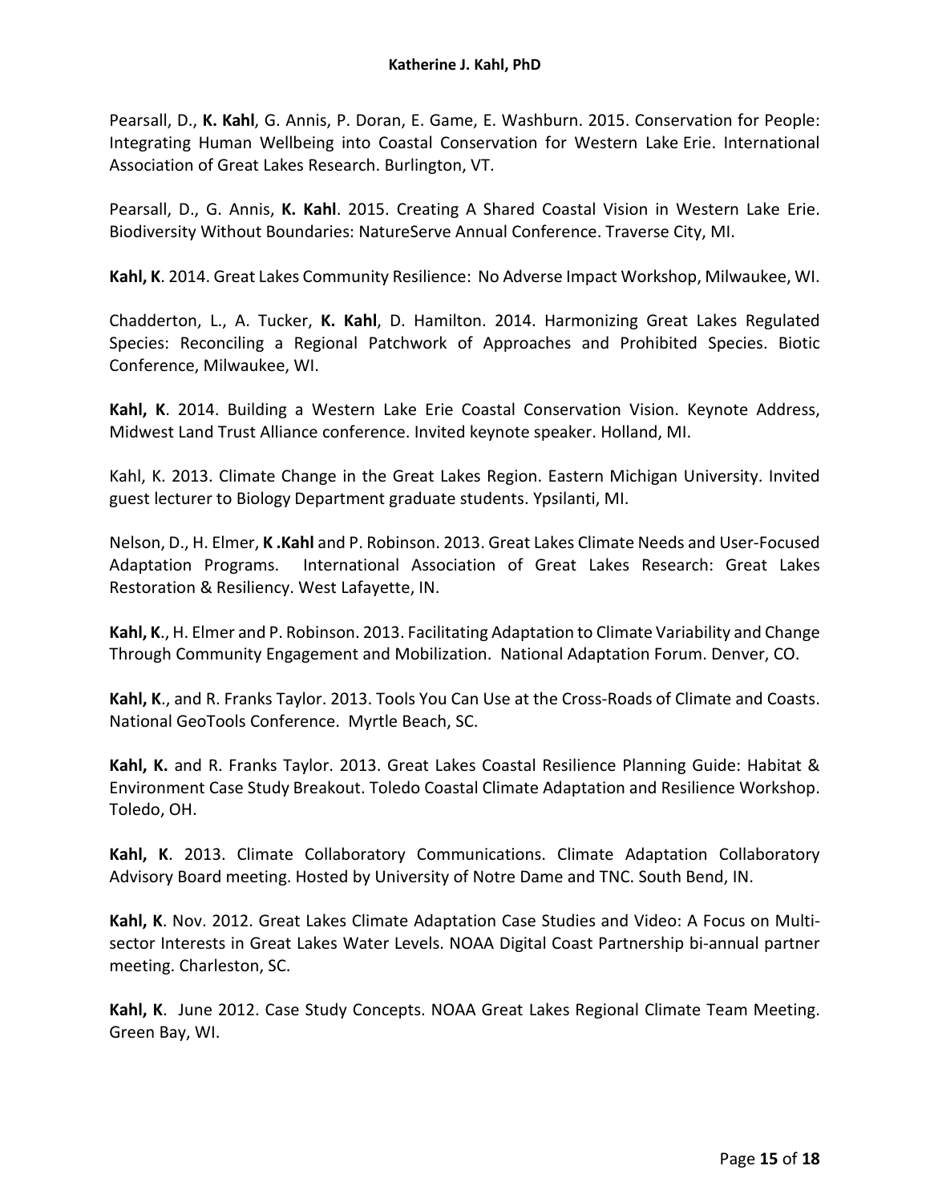Pearsall, D., **K. Kahl**, G. Annis, P. Doran, E. Game, E. Washburn. 2015. Conservation for People: Integrating Human Wellbeing into Coastal Conservation for Western Lake Erie. International Association of Great Lakes Research. Burlington, VT.

Pearsall, D., G. Annis, **K. Kahl**. 2015. Creating A Shared Coastal Vision in Western Lake Erie. Biodiversity Without Boundaries: NatureServe Annual Conference. Traverse City, MI.

**Kahl, K**. 2014. Great Lakes Community Resilience: No Adverse Impact Workshop, Milwaukee, WI.

Chadderton, L., A. Tucker, **K. Kahl**, D. Hamilton. 2014. Harmonizing Great Lakes Regulated Species: Reconciling a Regional Patchwork of Approaches and Prohibited Species. Biotic Conference, Milwaukee, WI.

**Kahl, K**. 2014. Building a Western Lake Erie Coastal Conservation Vision. Keynote Address, Midwest Land Trust Alliance conference. Invited keynote speaker. Holland, MI.

Kahl, K. 2013. Climate Change in the Great Lakes Region. Eastern Michigan University. Invited guest lecturer to Biology Department graduate students. Ypsilanti, MI.

Nelson, D., H. Elmer, **K .Kahl** and P. Robinson. 2013. Great Lakes Climate Needs and User-Focused Adaptation Programs. International Association of Great Lakes Research: Great Lakes Restoration & Resiliency. West Lafayette, IN.

**Kahl, K**., H. Elmer and P. Robinson. 2013. Facilitating Adaptation to Climate Variability and Change Through Community Engagement and Mobilization. National Adaptation Forum. Denver, CO.

**Kahl, K**., and R. Franks Taylor. 2013. Tools You Can Use at the Cross-Roads of Climate and Coasts. National GeoTools Conference. Myrtle Beach, SC.

**Kahl, K.** and R. Franks Taylor. 2013. Great Lakes Coastal Resilience Planning Guide: Habitat & Environment Case Study Breakout. Toledo Coastal Climate Adaptation and Resilience Workshop. Toledo, OH.

**Kahl, K**. 2013. Climate Collaboratory Communications. Climate Adaptation Collaboratory Advisory Board meeting. Hosted by University of Notre Dame and TNC. South Bend, IN.

**Kahl, K**. Nov. 2012. Great Lakes Climate Adaptation Case Studies and Video: A Focus on Multi-sector Interests in Great Lakes Water Levels. NOAA Digital Coast Partnership bi-annual partner meeting. Charleston, SC.

**Kahl, K**. June 2012. Case Study Concepts. NOAA Great Lakes Regional Climate Team Meeting. Green Bay, WI.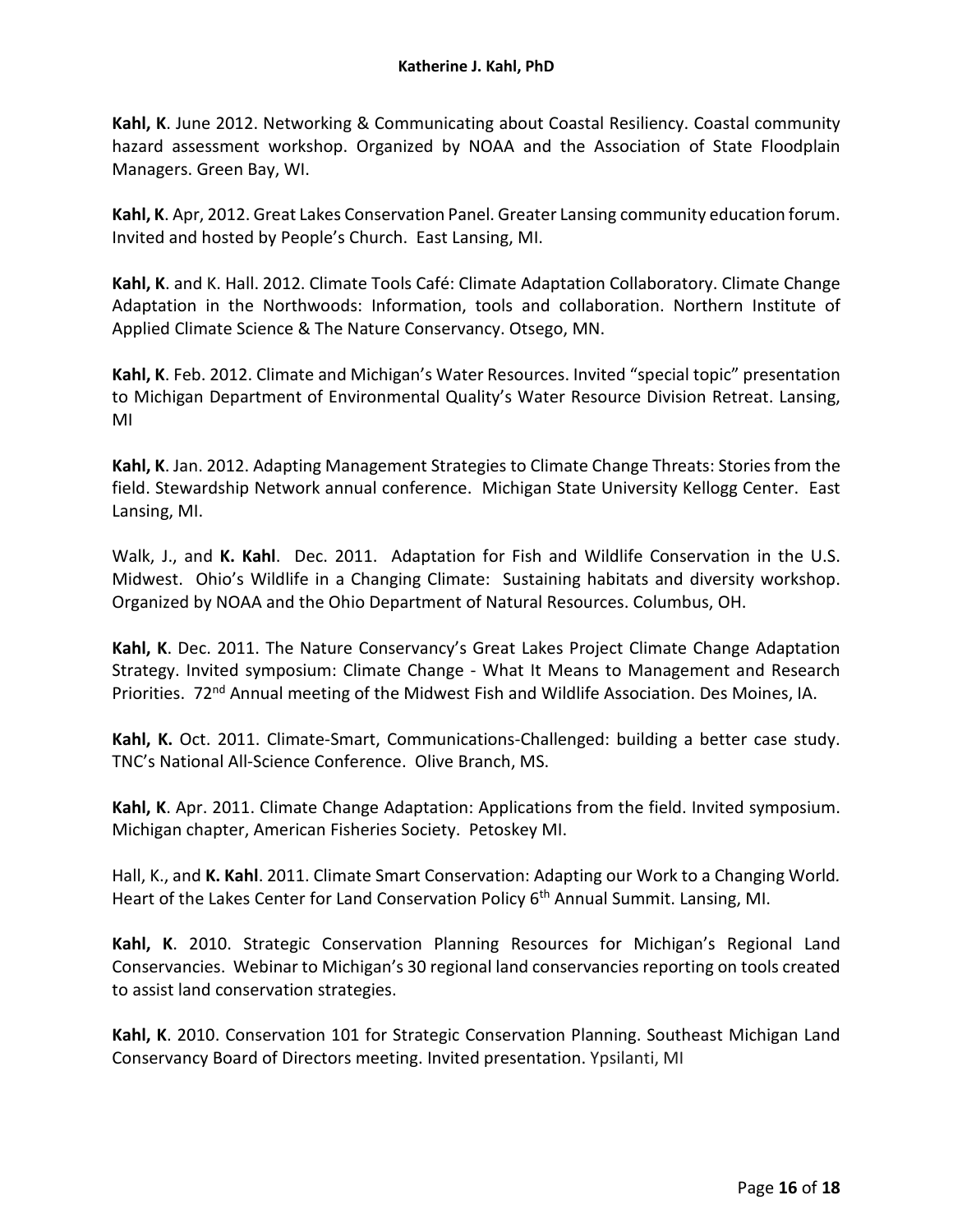**Kahl, K**. June 2012. Networking & Communicating about Coastal Resiliency. Coastal community hazard assessment workshop. Organized by NOAA and the Association of State Floodplain Managers. Green Bay, WI.

**Kahl, K**. Apr, 2012. Great Lakes Conservation Panel. Greater Lansing community education forum. Invited and hosted by People's Church. East Lansing, MI.

**Kahl, K**. and K. Hall. 2012. Climate Tools Café: Climate Adaptation Collaboratory. Climate Change Adaptation in the Northwoods: Information, tools and collaboration. Northern Institute of Applied Climate Science & The Nature Conservancy. Otsego, MN.

**Kahl, K**. Feb. 2012. Climate and Michigan's Water Resources. Invited "special topic" presentation to Michigan Department of Environmental Quality's Water Resource Division Retreat. Lansing, MI

**Kahl, K**. Jan. 2012. Adapting Management Strategies to Climate Change Threats: Stories from the field. Stewardship Network annual conference. Michigan State University Kellogg Center. East Lansing, MI.

Walk, J., and **K. Kahl**. Dec. 2011. Adaptation for Fish and Wildlife Conservation in the U.S. Midwest. Ohio's Wildlife in a Changing Climate: Sustaining habitats and diversity workshop. Organized by NOAA and the Ohio Department of Natural Resources. Columbus, OH.

**Kahl, K**. Dec. 2011. The Nature Conservancy's Great Lakes Project Climate Change Adaptation Strategy. Invited symposium: Climate Change - What It Means to Management and Research Priorities. 72nd Annual meeting of the Midwest Fish and Wildlife Association. Des Moines, IA.

**Kahl, K.** Oct. 2011. Climate-Smart, Communications-Challenged: building a better case study. TNC's National All-Science Conference. Olive Branch, MS.

**Kahl, K**. Apr. 2011. Climate Change Adaptation: Applications from the field. Invited symposium. Michigan chapter, American Fisheries Society. Petoskey MI.

Hall, K., and **K. Kahl**. 2011. Climate Smart Conservation: Adapting our Work to a Changing World. Heart of the Lakes Center for Land Conservation Policy 6th Annual Summit. Lansing, MI.

**Kahl, K**. 2010. Strategic Conservation Planning Resources for Michigan's Regional Land Conservancies. Webinar to Michigan's 30 regional land conservancies reporting on tools created to assist land conservation strategies.

**Kahl, K**. 2010. Conservation 101 for Strategic Conservation Planning. Southeast Michigan Land Conservancy Board of Directors meeting. Invited presentation. Ypsilanti, MI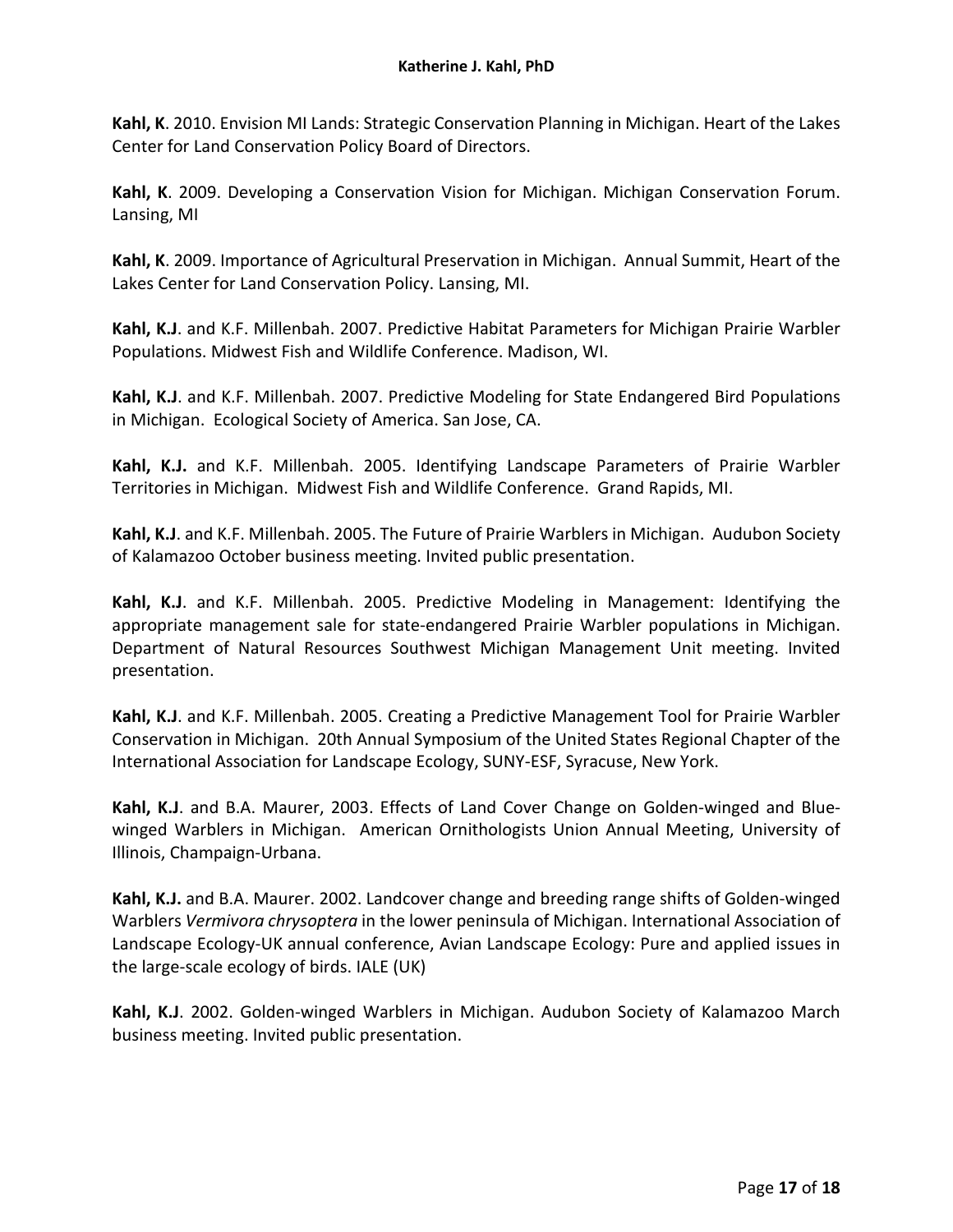**Kahl, K**. 2010. Envision MI Lands: Strategic Conservation Planning in Michigan. Heart of the Lakes Center for Land Conservation Policy Board of Directors.

**Kahl, K**. 2009. Developing a Conservation Vision for Michigan. Michigan Conservation Forum. Lansing, MI

**Kahl, K**. 2009. Importance of Agricultural Preservation in Michigan. Annual Summit, Heart of the Lakes Center for Land Conservation Policy. Lansing, MI.

**Kahl, K.J**. and K.F. Millenbah. 2007. Predictive Habitat Parameters for Michigan Prairie Warbler Populations. Midwest Fish and Wildlife Conference. Madison, WI.

**Kahl, K.J**. and K.F. Millenbah. 2007. Predictive Modeling for State Endangered Bird Populations in Michigan. Ecological Society of America. San Jose, CA.

**Kahl, K.J.** and K.F. Millenbah. 2005. Identifying Landscape Parameters of Prairie Warbler Territories in Michigan. Midwest Fish and Wildlife Conference. Grand Rapids, MI.

**Kahl, K.J**. and K.F. Millenbah. 2005. The Future of Prairie Warblers in Michigan. Audubon Society of Kalamazoo October business meeting. Invited public presentation.

**Kahl, K.J**. and K.F. Millenbah. 2005. Predictive Modeling in Management: Identifying the appropriate management sale for state-endangered Prairie Warbler populations in Michigan. Department of Natural Resources Southwest Michigan Management Unit meeting. Invited presentation.

**Kahl, K.J**. and K.F. Millenbah. 2005. Creating a Predictive Management Tool for Prairie Warbler Conservation in Michigan. 20th Annual Symposium of the United States Regional Chapter of the International Association for Landscape Ecology, SUNY-ESF, Syracuse, New York.

**Kahl, K.J**. and B.A. Maurer, 2003. Effects of Land Cover Change on Golden-winged and Blue-winged Warblers in Michigan. American Ornithologists Union Annual Meeting, University of Illinois, Champaign-Urbana.

**Kahl, K.J.** and B.A. Maurer. 2002. Landcover change and breeding range shifts of Golden-winged Warblers *Vermivora chrysoptera* in the lower peninsula of Michigan. International Association of Landscape Ecology-UK annual conference, Avian Landscape Ecology: Pure and applied issues in the large-scale ecology of birds. IALE (UK)

**Kahl, K.J**. 2002. Golden-winged Warblers in Michigan. Audubon Society of Kalamazoo March business meeting. Invited public presentation.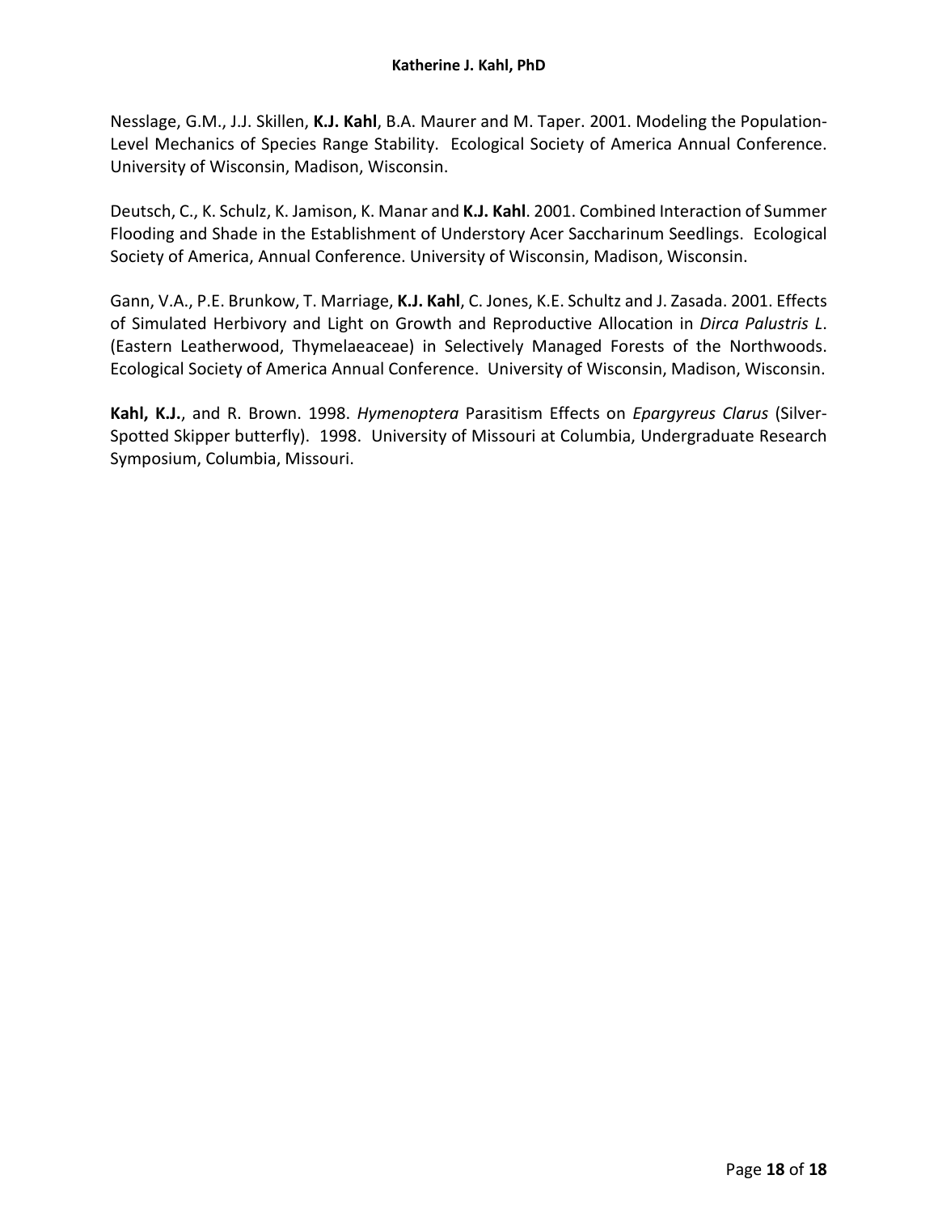Nesslage, G.M., J.J. Skillen, **K.J. Kahl**, B.A. Maurer and M. Taper. 2001. Modeling the Population-Level Mechanics of Species Range Stability. Ecological Society of America Annual Conference. University of Wisconsin, Madison, Wisconsin.

Deutsch, C., K. Schulz, K. Jamison, K. Manar and **K.J. Kahl**. 2001. Combined Interaction of Summer Flooding and Shade in the Establishment of Understory Acer Saccharinum Seedlings. Ecological Society of America, Annual Conference. University of Wisconsin, Madison, Wisconsin.

Gann, V.A., P.E. Brunkow, T. Marriage, **K.J. Kahl**, C. Jones, K.E. Schultz and J. Zasada. 2001. Effects of Simulated Herbivory and Light on Growth and Reproductive Allocation in *Dirca Palustris L*. (Eastern Leatherwood, Thymelaeaceae) in Selectively Managed Forests of the Northwoods. Ecological Society of America Annual Conference. University of Wisconsin, Madison, Wisconsin.

**Kahl, K.J.**, and R. Brown. 1998. *Hymenoptera* Parasitism Effects on *Epargyreus Clarus* (Silver-Spotted Skipper butterfly). 1998. University of Missouri at Columbia, Undergraduate Research Symposium, Columbia, Missouri.